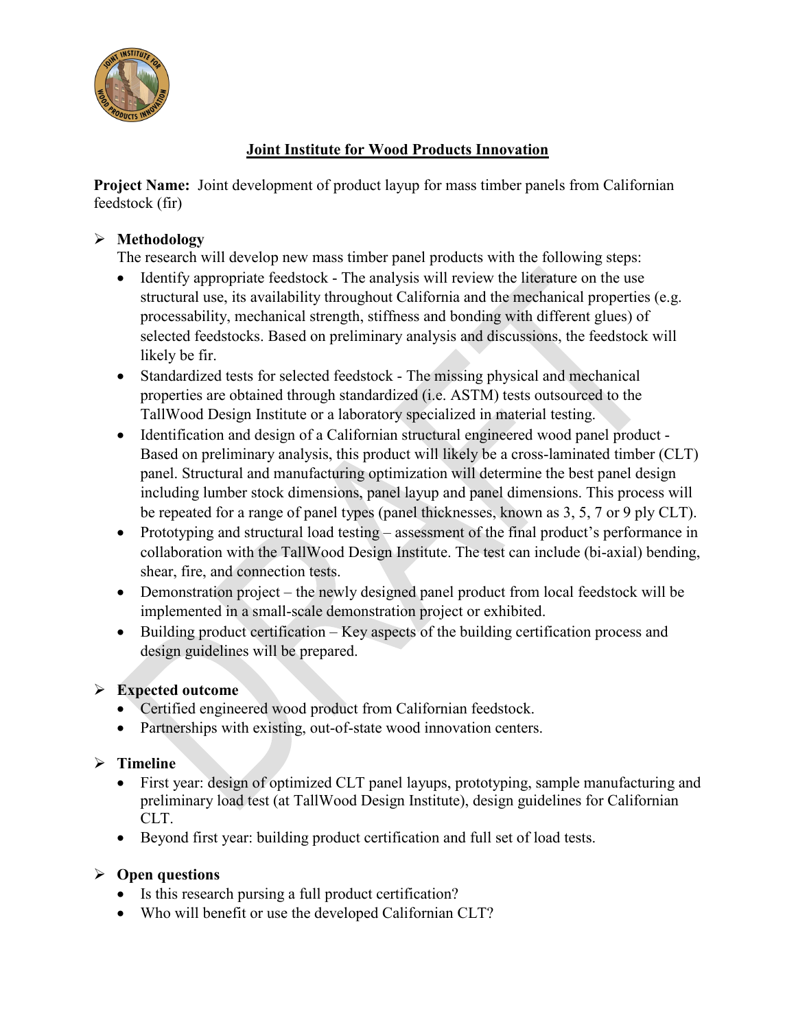# Joint Institute for Wood Products Innovation

**Project Name:** Joint development of product layup for mass timber panels from Californian feedstock (fir)

## Methodology

The research will develop new mass timber panel products with the following steps:

- Identify appropriate feedstock - The analysis will review the literature on the use structural use, its availability throughout California and the mechanical properties (e.g. processability, mechanical strength, stiffness and bonding with different glues) of selected feedstocks. Based on preliminary analysis and discussions, the feedstock will likely be fir.
- Standardized tests for selected feedstock - The missing physical and mechanical properties are obtained through standardized (i.e. ASTM) tests outsourced to the TallWood Design Institute or a laboratory specialized in material testing.
- Identification and design of a Californian structural engineered wood panel product - Based on preliminary analysis, this product will likely be a cross-laminated timber (CLT) panel. Structural and manufacturing optimization will determine the best panel design including lumber stock dimensions, panel layup and panel dimensions. This process will be repeated for a range of panel types (panel thicknesses, known as 3, 5, 7 or 9 ply CLT).
- Prototyping and structural load testing – assessment of the final product's performance in collaboration with the TallWood Design Institute. The test can include (bi-axial) bending, shear, fire, and connection tests.
- Demonstration project – the newly designed panel product from local feedstock will be implemented in a small-scale demonstration project or exhibited.
- Building product certification – Key aspects of the building certification process and design guidelines will be prepared.

## Expected outcome

- Certified engineered wood product from Californian feedstock.
- Partnerships with existing, out-of-state wood innovation centers.

## Timeline

- First year: design of optimized CLT panel layups, prototyping, sample manufacturing and preliminary load test (at TallWood Design Institute), design guidelines for Californian CLT.
- Beyond first year: building product certification and full set of load tests.

## Open questions

- Is this research pursing a full product certification?
- Who will benefit or use the developed Californian CLT?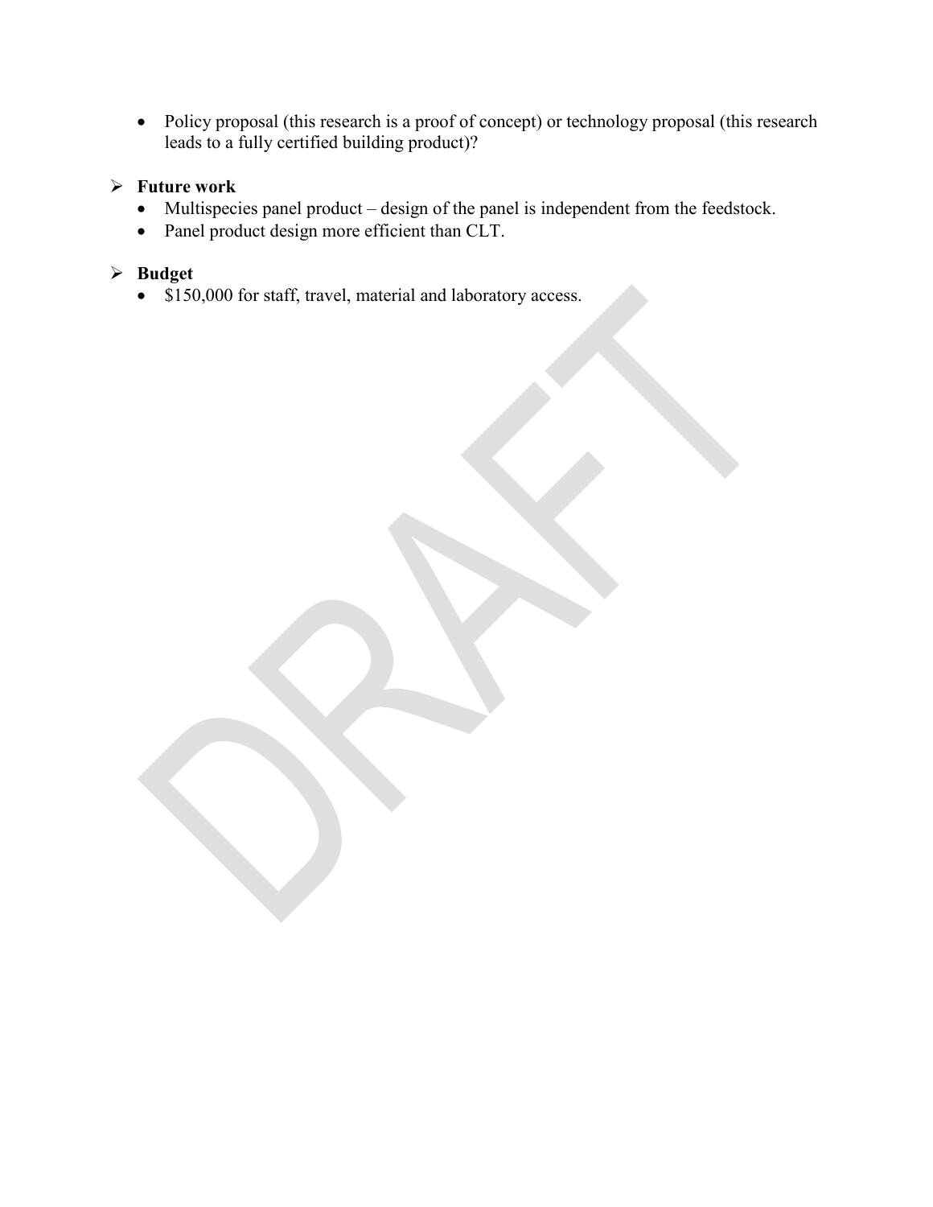- Policy proposal (this research is a proof of concept) or technology proposal (this research leads to a fully certified building product)?

- **Future work**
  - Multispecies panel product – design of the panel is independent from the feedstock.
  - Panel product design more efficient than CLT.

- **Budget**
  - $150,000 for staff, travel, material and laboratory access.